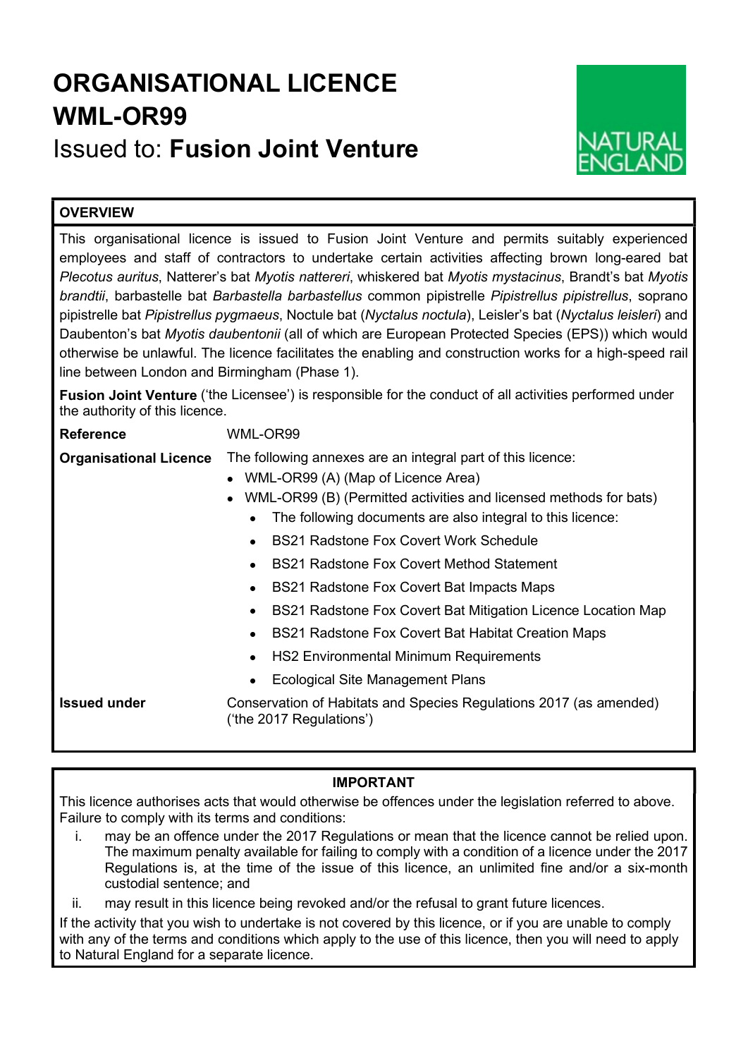# ORGANISATIONAL LICENCE
# WML-OR99
## Issued to: **Fusion Joint Venture**

**OVERVIEW**

This organisational licence is issued to Fusion Joint Venture and permits suitably experienced employees and staff of contractors to undertake certain activities affecting brown long-eared bat *Plecotus auritus*, Natterer's bat *Myotis nattereri*, whiskered bat *Myotis mystacinus*, Brandt's bat *Myotis brandtii*, barbastelle bat *Barbastella barbastellus* common pipistrelle *Pipistrellus pipistrellus*, soprano pipistrelle bat *Pipistrellus pygmaeus*, Noctule bat (*Nyctalus noctula*), Leisler's bat (*Nyctalus leisleri*) and Daubenton's bat *Myotis daubentonii* (all of which are European Protected Species (EPS)) which would otherwise be unlawful. The licence facilitates the enabling and construction works for a high-speed rail line between London and Birmingham (Phase 1).

**Fusion Joint Venture** ('the Licensee') is responsible for the conduct of all activities performed under the authority of this licence.

| | |
|---|---|
| **Reference** | WML-OR99 |
| **Organisational Licence** | The following annexes are an integral part of this licence:<br>• WML-OR99 (A) (Map of Licence Area)<br>• WML-OR99 (B) (Permitted activities and licensed methods for bats)<br>&nbsp;&nbsp;• The following documents are also integral to this licence:<br>&nbsp;&nbsp;• BS21 Radstone Fox Covert Work Schedule<br>&nbsp;&nbsp;• BS21 Radstone Fox Covert Method Statement<br>&nbsp;&nbsp;• BS21 Radstone Fox Covert Bat Impacts Maps<br>&nbsp;&nbsp;• BS21 Radstone Fox Covert Bat Mitigation Licence Location Map<br>&nbsp;&nbsp;• BS21 Radstone Fox Covert Bat Habitat Creation Maps<br>&nbsp;&nbsp;• HS2 Environmental Minimum Requirements<br>&nbsp;&nbsp;• Ecological Site Management Plans |
| **Issued under** | Conservation of Habitats and Species Regulations 2017 (as amended) ('the 2017 Regulations') |

**IMPORTANT**

This licence authorises acts that would otherwise be offences under the legislation referred to above. Failure to comply with its terms and conditions:

i. may be an offence under the 2017 Regulations or mean that the licence cannot be relied upon. The maximum penalty available for failing to comply with a condition of a licence under the 2017 Regulations is, at the time of the issue of this licence, an unlimited fine and/or a six-month custodial sentence; and

ii. may result in this licence being revoked and/or the refusal to grant future licences.

If the activity that you wish to undertake is not covered by this licence, or if you are unable to comply with any of the terms and conditions which apply to the use of this licence, then you will need to apply to Natural England for a separate licence.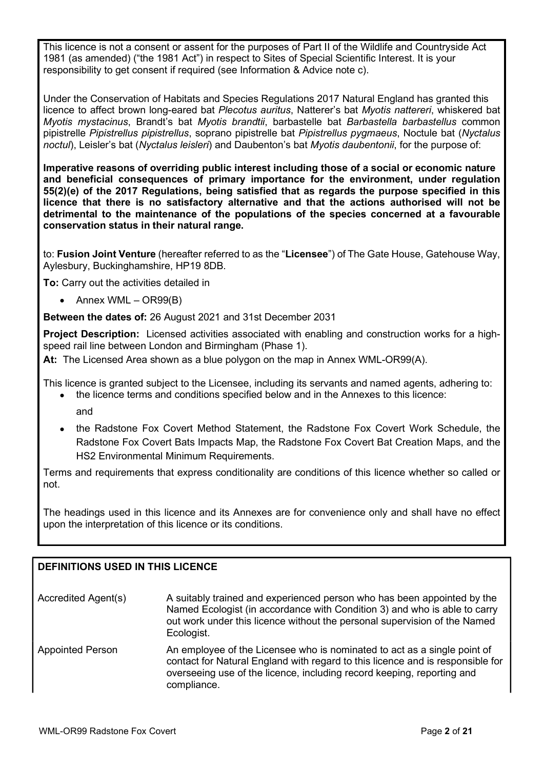This licence is not a consent or assent for the purposes of Part II of the Wildlife and Countryside Act 1981 (as amended) ("the 1981 Act") in respect to Sites of Special Scientific Interest. It is your responsibility to get consent if required (see Information & Advice note c).

Under the Conservation of Habitats and Species Regulations 2017 Natural England has granted this licence to affect brown long-eared bat *Plecotus auritus*, Natterer's bat *Myotis nattereri*, whiskered bat *Myotis mystacinus*, Brandt's bat *Myotis brandtii*, barbastelle bat *Barbastella barbastellus* common pipistrelle *Pipistrellus pipistrellus*, soprano pipistrelle bat *Pipistrellus pygmaeus*, Noctule bat (*Nyctalus noctul*), Leisler's bat (*Nyctalus leisleri*) and Daubenton's bat *Myotis daubentonii*, for the purpose of:

**Imperative reasons of overriding public interest including those of a social or economic nature and beneficial consequences of primary importance for the environment, under regulation 55(2)(e) of the 2017 Regulations, being satisfied that as regards the purpose specified in this licence that there is no satisfactory alternative and that the actions authorised will not be detrimental to the maintenance of the populations of the species concerned at a favourable conservation status in their natural range.**

to: **Fusion Joint Venture** (hereafter referred to as the "**Licensee**") of The Gate House, Gatehouse Way, Aylesbury, Buckinghamshire, HP19 8DB.

**To:** Carry out the activities detailed in

- Annex WML – OR99(B)

**Between the dates of:** 26 August 2021 and 31st December 2031

**Project Description:** Licensed activities associated with enabling and construction works for a high-speed rail line between London and Birmingham (Phase 1).

**At:** The Licensed Area shown as a blue polygon on the map in Annex WML-OR99(A).

This licence is granted subject to the Licensee, including its servants and named agents, adhering to:

- the licence terms and conditions specified below and in the Annexes to this licence:

  and

- the Radstone Fox Covert Method Statement, the Radstone Fox Covert Work Schedule, the Radstone Fox Covert Bats Impacts Map, the Radstone Fox Covert Bat Creation Maps, and the HS2 Environmental Minimum Requirements.

Terms and requirements that express conditionality are conditions of this licence whether so called or not.

The headings used in this licence and its Annexes are for convenience only and shall have no effect upon the interpretation of this licence or its conditions.

## DEFINITIONS USED IN THIS LICENCE

| | |
|---|---|
| Accredited Agent(s) | A suitably trained and experienced person who has been appointed by the Named Ecologist (in accordance with Condition 3) and who is able to carry out work under this licence without the personal supervision of the Named Ecologist. |
| Appointed Person | An employee of the Licensee who is nominated to act as a single point of contact for Natural England with regard to this licence and is responsible for overseeing use of the licence, including record keeping, reporting and compliance. |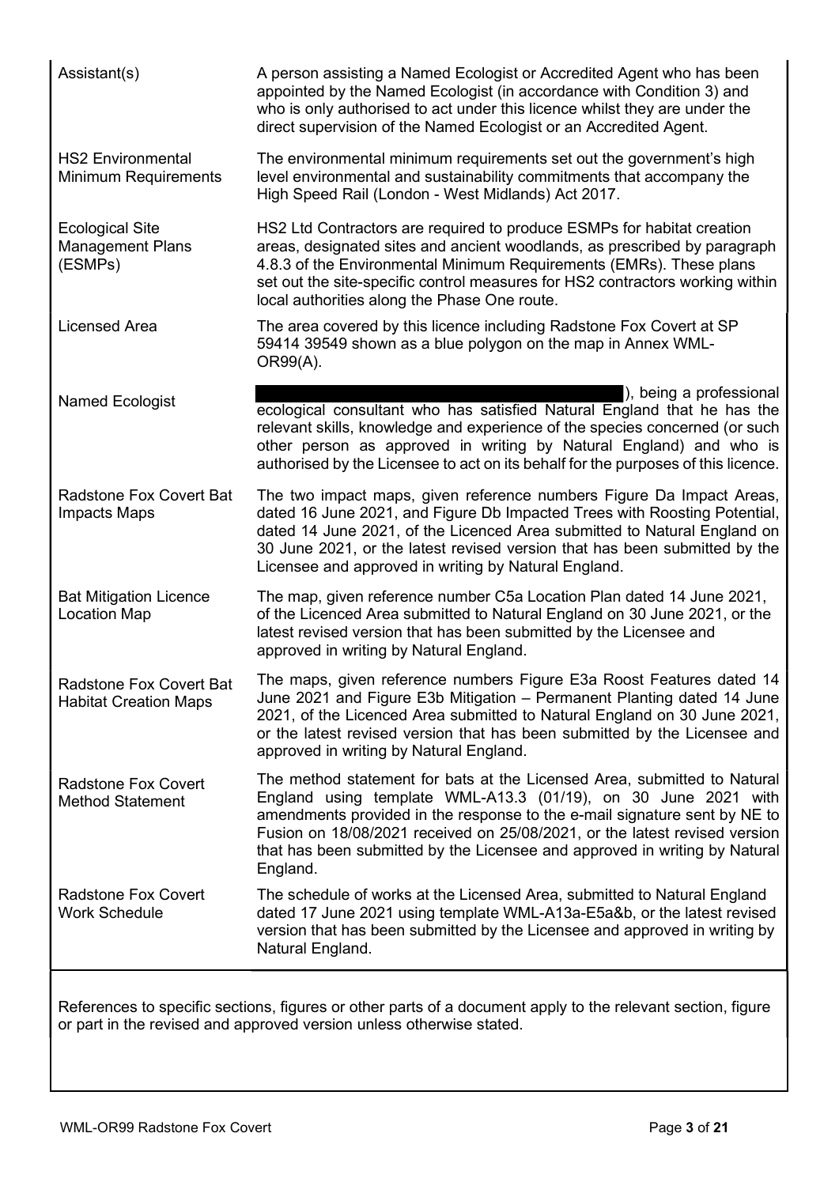| | |
|---|---|
| Assistant(s) | A person assisting a Named Ecologist or Accredited Agent who has been appointed by the Named Ecologist (in accordance with Condition 3) and who is only authorised to act under this licence whilst they are under the direct supervision of the Named Ecologist or an Accredited Agent. |
| HS2 Environmental Minimum Requirements | The environmental minimum requirements set out the government's high level environmental and sustainability commitments that accompany the High Speed Rail (London - West Midlands) Act 2017. |
| Ecological Site Management Plans (ESMPs) | HS2 Ltd Contractors are required to produce ESMPs for habitat creation areas, designated sites and ancient woodlands, as prescribed by paragraph 4.8.3 of the Environmental Minimum Requirements (EMRs). These plans set out the site-specific control measures for HS2 contractors working within local authorities along the Phase One route. |
| Licensed Area | The area covered by this licence including Radstone Fox Covert at SP 59414 39549 shown as a blue polygon on the map in Annex WML-OR99(A). |
| Named Ecologist | ), being a professional ecological consultant who has satisfied Natural England that he has the relevant skills, knowledge and experience of the species concerned (or such other person as approved in writing by Natural England) and who is authorised by the Licensee to act on its behalf for the purposes of this licence. |
| Radstone Fox Covert Bat Impacts Maps | The two impact maps, given reference numbers Figure Da Impact Areas, dated 16 June 2021, and Figure Db Impacted Trees with Roosting Potential, dated 14 June 2021, of the Licenced Area submitted to Natural England on 30 June 2021, or the latest revised version that has been submitted by the Licensee and approved in writing by Natural England. |
| Bat Mitigation Licence Location Map | The map, given reference number C5a Location Plan dated 14 June 2021, of the Licenced Area submitted to Natural England on 30 June 2021, or the latest revised version that has been submitted by the Licensee and approved in writing by Natural England. |
| Radstone Fox Covert Bat Habitat Creation Maps | The maps, given reference numbers Figure E3a Roost Features dated 14 June 2021 and Figure E3b Mitigation – Permanent Planting dated 14 June 2021, of the Licenced Area submitted to Natural England on 30 June 2021, or the latest revised version that has been submitted by the Licensee and approved in writing by Natural England. |
| Radstone Fox Covert Method Statement | The method statement for bats at the Licensed Area, submitted to Natural England using template WML-A13.3 (01/19), on 30 June 2021 with amendments provided in the response to the e-mail signature sent by NE to Fusion on 18/08/2021 received on 25/08/2021, or the latest revised version that has been submitted by the Licensee and approved in writing by Natural England. |
| Radstone Fox Covert Work Schedule | The schedule of works at the Licensed Area, submitted to Natural England dated 17 June 2021 using template WML-A13a-E5a&b, or the latest revised version that has been submitted by the Licensee and approved in writing by Natural England. |

References to specific sections, figures or other parts of a document apply to the relevant section, figure or part in the revised and approved version unless otherwise stated.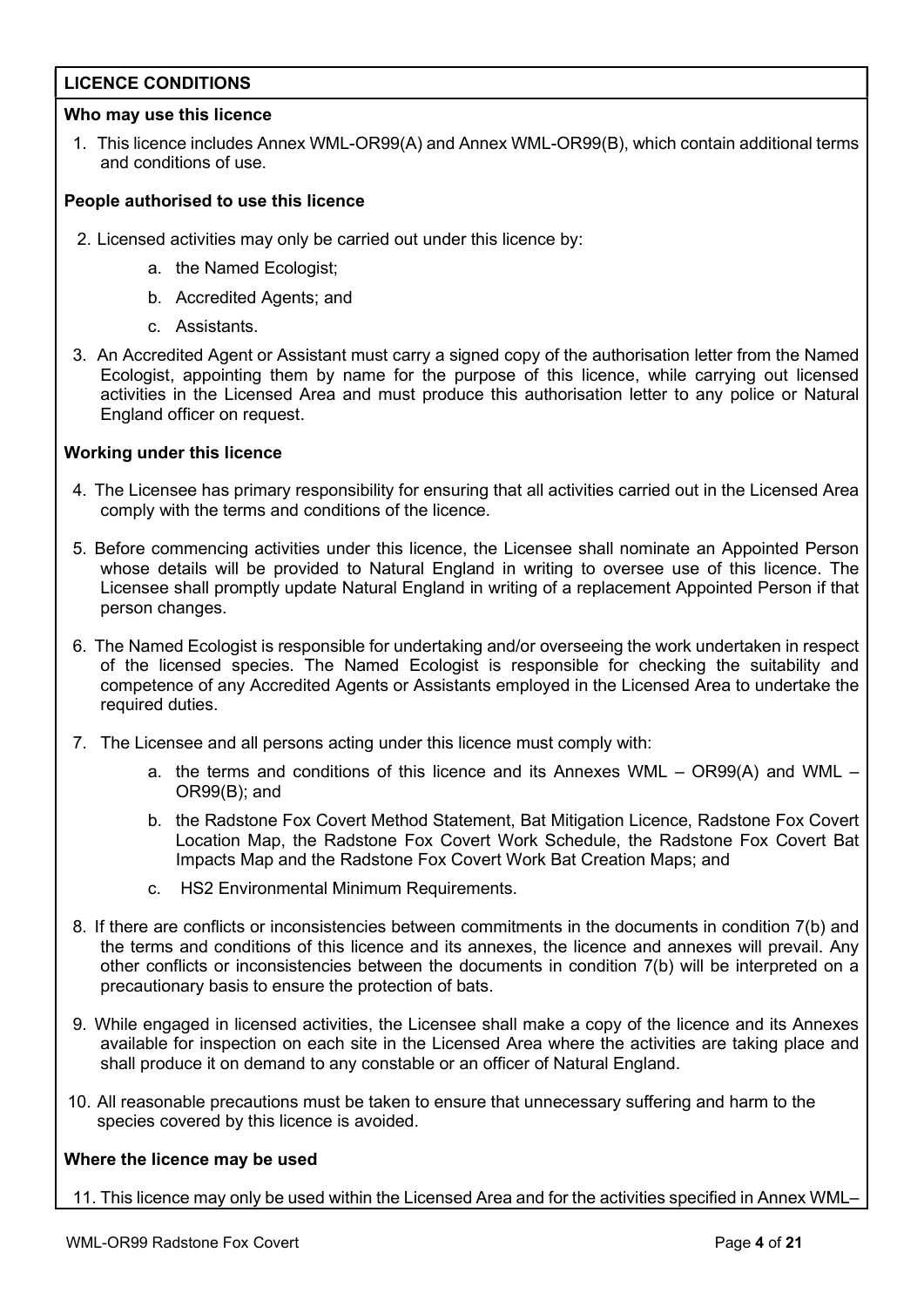## LICENCE CONDITIONS

### Who may use this licence

1. This licence includes Annex WML-OR99(A) and Annex WML-OR99(B), which contain additional terms and conditions of use.

### People authorised to use this licence

2. Licensed activities may only be carried out under this licence by:
   a. the Named Ecologist;
   b. Accredited Agents; and
   c. Assistants.

3. An Accredited Agent or Assistant must carry a signed copy of the authorisation letter from the Named Ecologist, appointing them by name for the purpose of this licence, while carrying out licensed activities in the Licensed Area and must produce this authorisation letter to any police or Natural England officer on request.

### Working under this licence

4. The Licensee has primary responsibility for ensuring that all activities carried out in the Licensed Area comply with the terms and conditions of the licence.

5. Before commencing activities under this licence, the Licensee shall nominate an Appointed Person whose details will be provided to Natural England in writing to oversee use of this licence. The Licensee shall promptly update Natural England in writing of a replacement Appointed Person if that person changes.

6. The Named Ecologist is responsible for undertaking and/or overseeing the work undertaken in respect of the licensed species. The Named Ecologist is responsible for checking the suitability and competence of any Accredited Agents or Assistants employed in the Licensed Area to undertake the required duties.

7. The Licensee and all persons acting under this licence must comply with:
   a. the terms and conditions of this licence and its Annexes WML – OR99(A) and WML – OR99(B); and
   b. the Radstone Fox Covert Method Statement, Bat Mitigation Licence, Radstone Fox Covert Location Map, the Radstone Fox Covert Work Schedule, the Radstone Fox Covert Bat Impacts Map and the Radstone Fox Covert Work Bat Creation Maps; and
   c. HS2 Environmental Minimum Requirements.

8. If there are conflicts or inconsistencies between commitments in the documents in condition 7(b) and the terms and conditions of this licence and its annexes, the licence and annexes will prevail. Any other conflicts or inconsistencies between the documents in condition 7(b) will be interpreted on a precautionary basis to ensure the protection of bats.

9. While engaged in licensed activities, the Licensee shall make a copy of the licence and its Annexes available for inspection on each site in the Licensed Area where the activities are taking place and shall produce it on demand to any constable or an officer of Natural England.

10. All reasonable precautions must be taken to ensure that unnecessary suffering and harm to the species covered by this licence is avoided.

### Where the licence may be used

11. This licence may only be used within the Licensed Area and for the activities specified in Annex WML–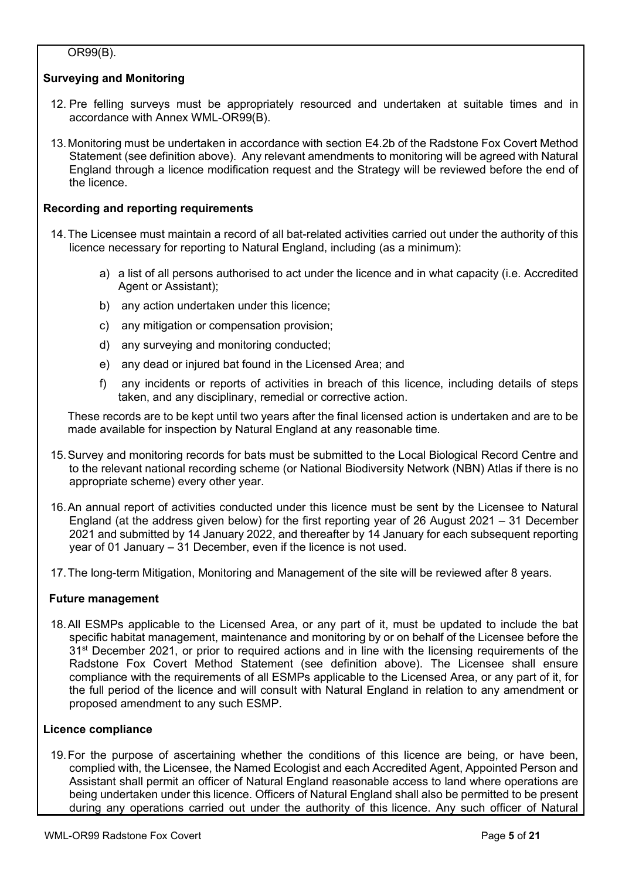OR99(B).

**Surveying and Monitoring**

12. Pre felling surveys must be appropriately resourced and undertaken at suitable times and in accordance with Annex WML-OR99(B).

13. Monitoring must be undertaken in accordance with section E4.2b of the Radstone Fox Covert Method Statement (see definition above). Any relevant amendments to monitoring will be agreed with Natural England through a licence modification request and the Strategy will be reviewed before the end of the licence.

**Recording and reporting requirements**

14. The Licensee must maintain a record of all bat-related activities carried out under the authority of this licence necessary for reporting to Natural England, including (as a minimum):

    a) a list of all persons authorised to act under the licence and in what capacity (i.e. Accredited Agent or Assistant);

    b) any action undertaken under this licence;

    c) any mitigation or compensation provision;

    d) any surveying and monitoring conducted;

    e) any dead or injured bat found in the Licensed Area; and

    f) any incidents or reports of activities in breach of this licence, including details of steps taken, and any disciplinary, remedial or corrective action.

    These records are to be kept until two years after the final licensed action is undertaken and are to be made available for inspection by Natural England at any reasonable time.

15. Survey and monitoring records for bats must be submitted to the Local Biological Record Centre and to the relevant national recording scheme (or National Biodiversity Network (NBN) Atlas if there is no appropriate scheme) every other year.

16. An annual report of activities conducted under this licence must be sent by the Licensee to Natural England (at the address given below) for the first reporting year of 26 August 2021 – 31 December 2021 and submitted by 14 January 2022, and thereafter by 14 January for each subsequent reporting year of 01 January – 31 December, even if the licence is not used.

17. The long-term Mitigation, Monitoring and Management of the site will be reviewed after 8 years.

**Future management**

18. All ESMPs applicable to the Licensed Area, or any part of it, must be updated to include the bat specific habitat management, maintenance and monitoring by or on behalf of the Licensee before the 31st December 2021, or prior to required actions and in line with the licensing requirements of the Radstone Fox Covert Method Statement (see definition above). The Licensee shall ensure compliance with the requirements of all ESMPs applicable to the Licensed Area, or any part of it, for the full period of the licence and will consult with Natural England in relation to any amendment or proposed amendment to any such ESMP.

**Licence compliance**

19. For the purpose of ascertaining whether the conditions of this licence are being, or have been, complied with, the Licensee, the Named Ecologist and each Accredited Agent, Appointed Person and Assistant shall permit an officer of Natural England reasonable access to land where operations are being undertaken under this licence. Officers of Natural England shall also be permitted to be present during any operations carried out under the authority of this licence. Any such officer of Natural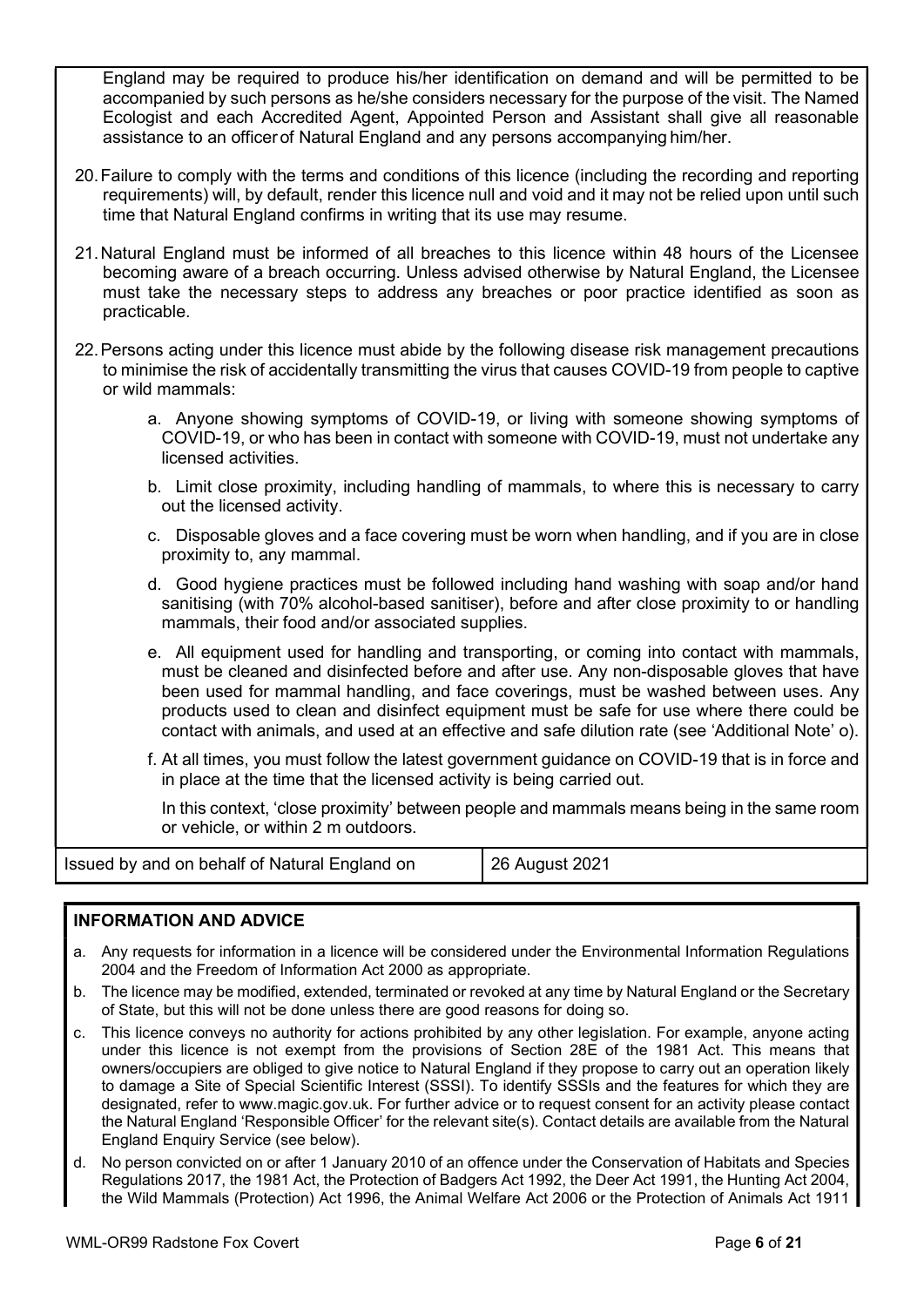England may be required to produce his/her identification on demand and will be permitted to be accompanied by such persons as he/she considers necessary for the purpose of the visit. The Named Ecologist and each Accredited Agent, Appointed Person and Assistant shall give all reasonable assistance to an officer of Natural England and any persons accompanying him/her.

20. Failure to comply with the terms and conditions of this licence (including the recording and reporting requirements) will, by default, render this licence null and void and it may not be relied upon until such time that Natural England confirms in writing that its use may resume.

21. Natural England must be informed of all breaches to this licence within 48 hours of the Licensee becoming aware of a breach occurring. Unless advised otherwise by Natural England, the Licensee must take the necessary steps to address any breaches or poor practice identified as soon as practicable.

22. Persons acting under this licence must abide by the following disease risk management precautions to minimise the risk of accidentally transmitting the virus that causes COVID-19 from people to captive or wild mammals:

    a. Anyone showing symptoms of COVID-19, or living with someone showing symptoms of COVID-19, or who has been in contact with someone with COVID-19, must not undertake any licensed activities.

    b. Limit close proximity, including handling of mammals, to where this is necessary to carry out the licensed activity.

    c. Disposable gloves and a face covering must be worn when handling, and if you are in close proximity to, any mammal.

    d. Good hygiene practices must be followed including hand washing with soap and/or hand sanitising (with 70% alcohol-based sanitiser), before and after close proximity to or handling mammals, their food and/or associated supplies.

    e. All equipment used for handling and transporting, or coming into contact with mammals, must be cleaned and disinfected before and after use. Any non-disposable gloves that have been used for mammal handling, and face coverings, must be washed between uses. Any products used to clean and disinfect equipment must be safe for use where there could be contact with animals, and used at an effective and safe dilution rate (see 'Additional Note' o).

    f. At all times, you must follow the latest government guidance on COVID-19 that is in force and in place at the time that the licensed activity is being carried out.

    In this context, 'close proximity' between people and mammals means being in the same room or vehicle, or within 2 m outdoors.

| Issued by and on behalf of Natural England on | 26 August 2021 |
|---|---|

## INFORMATION AND ADVICE

a. Any requests for information in a licence will be considered under the Environmental Information Regulations 2004 and the Freedom of Information Act 2000 as appropriate.

b. The licence may be modified, extended, terminated or revoked at any time by Natural England or the Secretary of State, but this will not be done unless there are good reasons for doing so.

c. This licence conveys no authority for actions prohibited by any other legislation. For example, anyone acting under this licence is not exempt from the provisions of Section 28E of the 1981 Act. This means that owners/occupiers are obliged to give notice to Natural England if they propose to carry out an operation likely to damage a Site of Special Scientific Interest (SSSI). To identify SSSIs and the features for which they are designated, refer to www.magic.gov.uk. For further advice or to request consent for an activity please contact the Natural England 'Responsible Officer' for the relevant site(s). Contact details are available from the Natural England Enquiry Service (see below).

d. No person convicted on or after 1 January 2010 of an offence under the Conservation of Habitats and Species Regulations 2017, the 1981 Act, the Protection of Badgers Act 1992, the Deer Act 1991, the Hunting Act 2004, the Wild Mammals (Protection) Act 1996, the Animal Welfare Act 2006 or the Protection of Animals Act 1911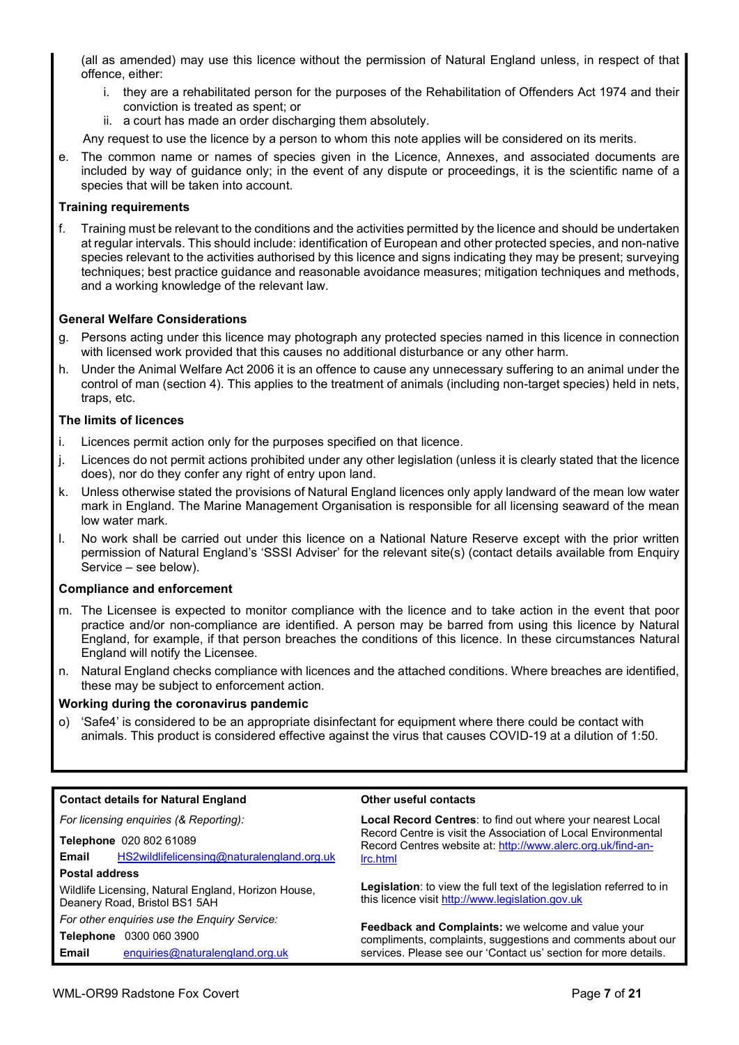(all as amended) may use this licence without the permission of Natural England unless, in respect of that offence, either:

i. they are a rehabilitated person for the purposes of the Rehabilitation of Offenders Act 1974 and their conviction is treated as spent; or
ii. a court has made an order discharging them absolutely.

Any request to use the licence by a person to whom this note applies will be considered on its merits.

e. The common name or names of species given in the Licence, Annexes, and associated documents are included by way of guidance only; in the event of any dispute or proceedings, it is the scientific name of a species that will be taken into account.

**Training requirements**

f. Training must be relevant to the conditions and the activities permitted by the licence and should be undertaken at regular intervals. This should include: identification of European and other protected species, and non-native species relevant to the activities authorised by this licence and signs indicating they may be present; surveying techniques; best practice guidance and reasonable avoidance measures; mitigation techniques and methods, and a working knowledge of the relevant law.

**General Welfare Considerations**

g. Persons acting under this licence may photograph any protected species named in this licence in connection with licensed work provided that this causes no additional disturbance or any other harm.

h. Under the Animal Welfare Act 2006 it is an offence to cause any unnecessary suffering to an animal under the control of man (section 4). This applies to the treatment of animals (including non-target species) held in nets, traps, etc.

**The limits of licences**

i. Licences permit action only for the purposes specified on that licence.

j. Licences do not permit actions prohibited under any other legislation (unless it is clearly stated that the licence does), nor do they confer any right of entry upon land.

k. Unless otherwise stated the provisions of Natural England licences only apply landward of the mean low water mark in England. The Marine Management Organisation is responsible for all licensing seaward of the mean low water mark.

l. No work shall be carried out under this licence on a National Nature Reserve except with the prior written permission of Natural England's 'SSSI Adviser' for the relevant site(s) (contact details available from Enquiry Service – see below).

**Compliance and enforcement**

m. The Licensee is expected to monitor compliance with the licence and to take action in the event that poor practice and/or non-compliance are identified. A person may be barred from using this licence by Natural England, for example, if that person breaches the conditions of this licence. In these circumstances Natural England will notify the Licensee.

n. Natural England checks compliance with licences and the attached conditions. Where breaches are identified, these may be subject to enforcement action.

**Working during the coronavirus pandemic**

o) 'Safe4' is considered to be an appropriate disinfectant for equipment where there could be contact with animals. This product is considered effective against the virus that causes COVID-19 at a dilution of 1:50.

**Contact details for Natural England**

*For licensing enquiries (& Reporting):*

**Telephone** 020 802 61089
**Email** HS2wildlifelicensing@naturalengland.org.uk

**Postal address**
Wildlife Licensing, Natural England, Horizon House, Deanery Road, Bristol BS1 5AH

*For other enquiries use the Enquiry Service:*

**Telephone** 0300 060 3900
**Email** enquiries@naturalengland.org.uk

**Other useful contacts**

**Local Record Centres**: to find out where your nearest Local Record Centre is visit the Association of Local Environmental Record Centres website at: http://www.alerc.org.uk/find-an-lrc.html

**Legislation**: to view the full text of the legislation referred to in this licence visit http://www.legislation.gov.uk

**Feedback and Complaints:** we welcome and value your compliments, complaints, suggestions and comments about our services. Please see our 'Contact us' section for more details.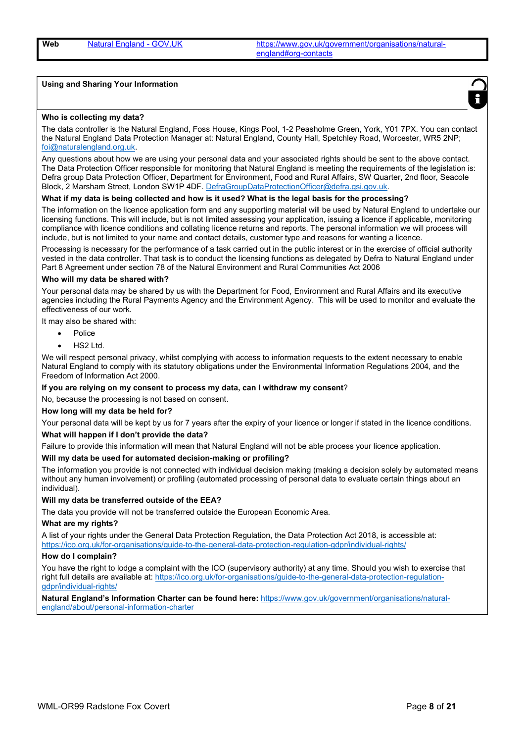| Web | [Natural England - GOV.UK](https://www.gov.uk/government/organisations/natural-england#org-contacts) | https://www.gov.uk/government/organisations/natural-england#org-contacts |
|---|---|---|

**Using and Sharing Your Information**

**Who is collecting my data?**

The data controller is the Natural England, Foss House, Kings Pool, 1-2 Peasholme Green, York, Y01 7PX. You can contact the Natural England Data Protection Manager at: Natural England, County Hall, Spetchley Road, Worcester, WR5 2NP; foi@naturalengland.org.uk.

Any questions about how we are using your personal data and your associated rights should be sent to the above contact. The Data Protection Officer responsible for monitoring that Natural England is meeting the requirements of the legislation is: Defra group Data Protection Officer, Department for Environment, Food and Rural Affairs, SW Quarter, 2nd floor, Seacole Block, 2 Marsham Street, London SW1P 4DF. DefraGroupDataProtectionOfficer@defra.gsi.gov.uk.

**What if my data is being collected and how is it used? What is the legal basis for the processing?**

The information on the licence application form and any supporting material will be used by Natural England to undertake our licensing functions. This will include, but is not limited assessing your application, issuing a licence if applicable, monitoring compliance with licence conditions and collating licence returns and reports. The personal information we will process will include, but is not limited to your name and contact details, customer type and reasons for wanting a licence.

Processing is necessary for the performance of a task carried out in the public interest or in the exercise of official authority vested in the data controller. That task is to conduct the licensing functions as delegated by Defra to Natural England under Part 8 Agreement under section 78 of the Natural Environment and Rural Communities Act 2006

**Who will my data be shared with?**

Your personal data may be shared by us with the Department for Food, Environment and Rural Affairs and its executive agencies including the Rural Payments Agency and the Environment Agency. This will be used to monitor and evaluate the effectiveness of our work.

It may also be shared with:

- Police
- HS2 Ltd.

We will respect personal privacy, whilst complying with access to information requests to the extent necessary to enable Natural England to comply with its statutory obligations under the Environmental Information Regulations 2004, and the Freedom of Information Act 2000.

**If you are relying on my consent to process my data, can I withdraw my consent**?

No, because the processing is not based on consent.

**How long will my data be held for?**

Your personal data will be kept by us for 7 years after the expiry of your licence or longer if stated in the licence conditions.

**What will happen if I don't provide the data?**

Failure to provide this information will mean that Natural England will not be able process your licence application.

**Will my data be used for automated decision-making or profiling?**

The information you provide is not connected with individual decision making (making a decision solely by automated means without any human involvement) or profiling (automated processing of personal data to evaluate certain things about an individual).

**Will my data be transferred outside of the EEA?**

The data you provide will not be transferred outside the European Economic Area.

**What are my rights?**

A list of your rights under the General Data Protection Regulation, the Data Protection Act 2018, is accessible at: https://ico.org.uk/for-organisations/guide-to-the-general-data-protection-regulation-gdpr/individual-rights/

**How do I complain?**

You have the right to lodge a complaint with the ICO (supervisory authority) at any time. Should you wish to exercise that right full details are available at: https://ico.org.uk/for-organisations/guide-to-the-general-data-protection-regulation-gdpr/individual-rights/

**Natural England's Information Charter can be found here:** https://www.gov.uk/government/organisations/natural-england/about/personal-information-charter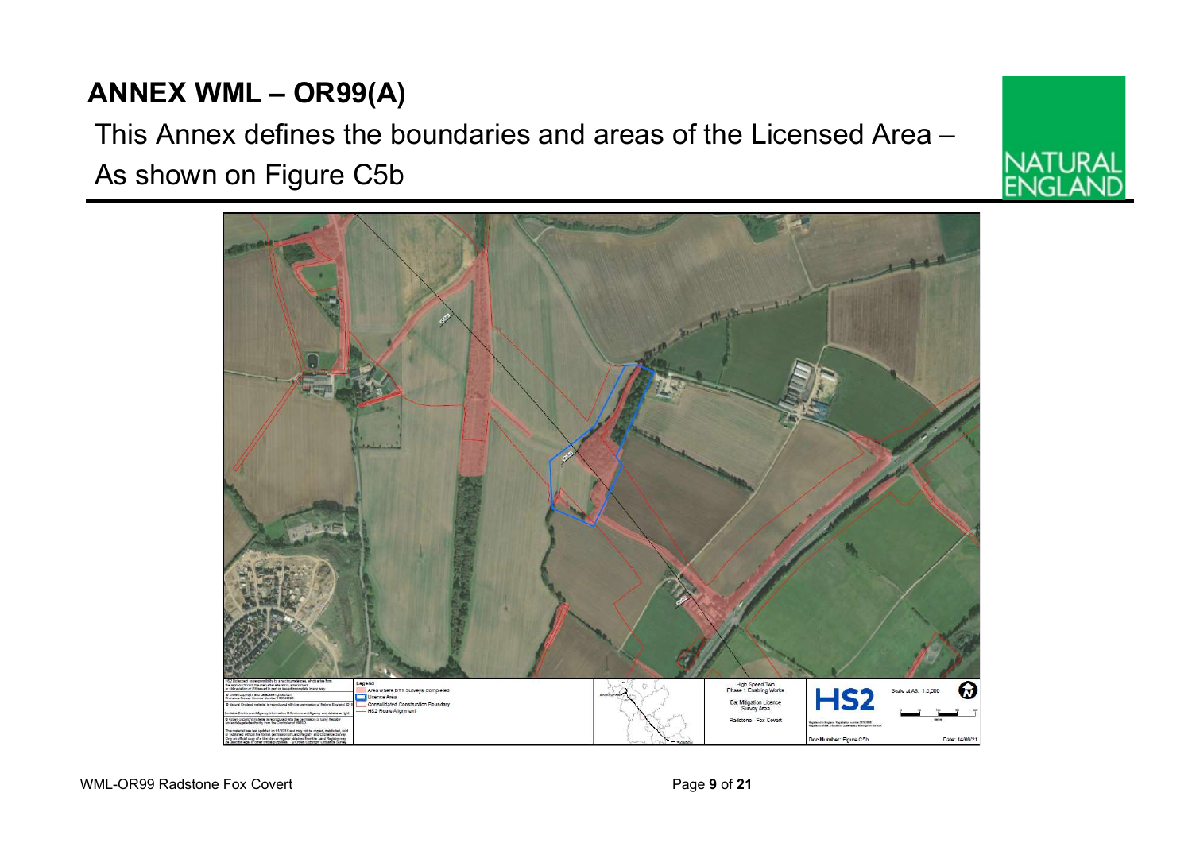# ANNEX WML – OR99(A)

This Annex defines the boundaries and areas of the Licensed Area – As shown on Figure C5b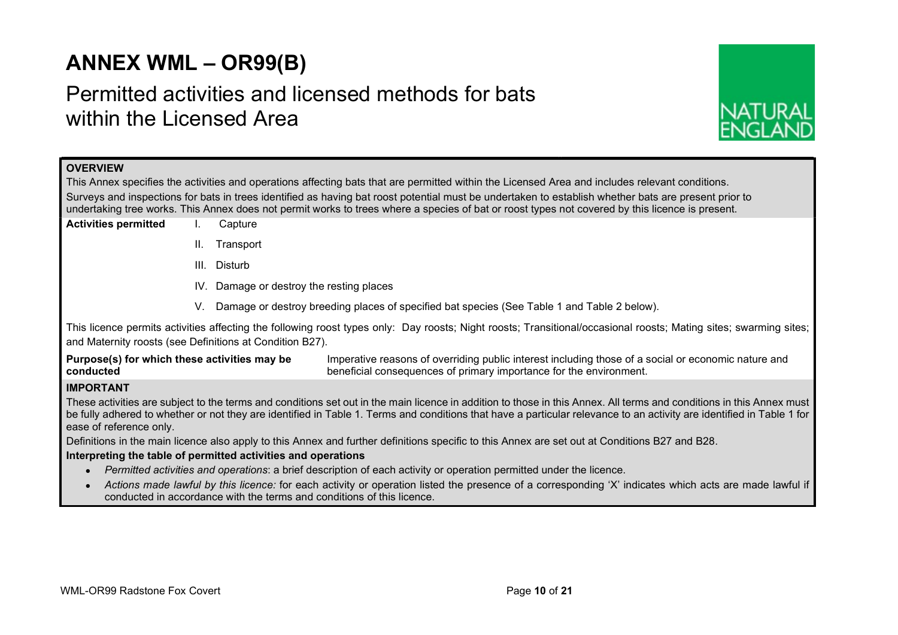# ANNEX WML – OR99(B)

## Permitted activities and licensed methods for bats within the Licensed Area

**OVERVIEW**

This Annex specifies the activities and operations affecting bats that are permitted within the Licensed Area and includes relevant conditions.

Surveys and inspections for bats in trees identified as having bat roost potential must be undertaken to establish whether bats are present prior to undertaking tree works. This Annex does not permit works to trees where a species of bat or roost types not covered by this licence is present.

**Activities permitted**

I. Capture

II. Transport

III. Disturb

IV. Damage or destroy the resting places

V. Damage or destroy breeding places of specified bat species (See Table 1 and Table 2 below).

This licence permits activities affecting the following roost types only: Day roosts; Night roosts; Transitional/occasional roosts; Mating sites; swarming sites; and Maternity roosts (see Definitions at Condition B27).

**Purpose(s) for which these activities may be conducted**

Imperative reasons of overriding public interest including those of a social or economic nature and beneficial consequences of primary importance for the environment.

**IMPORTANT**

These activities are subject to the terms and conditions set out in the main licence in addition to those in this Annex. All terms and conditions in this Annex must be fully adhered to whether or not they are identified in Table 1. Terms and conditions that have a particular relevance to an activity are identified in Table 1 for ease of reference only.

Definitions in the main licence also apply to this Annex and further definitions specific to this Annex are set out at Conditions B27 and B28.

**Interpreting the table of permitted activities and operations**

- *Permitted activities and operations*: a brief description of each activity or operation permitted under the licence.
- *Actions made lawful by this licence:* for each activity or operation listed the presence of a corresponding 'X' indicates which acts are made lawful if conducted in accordance with the terms and conditions of this licence.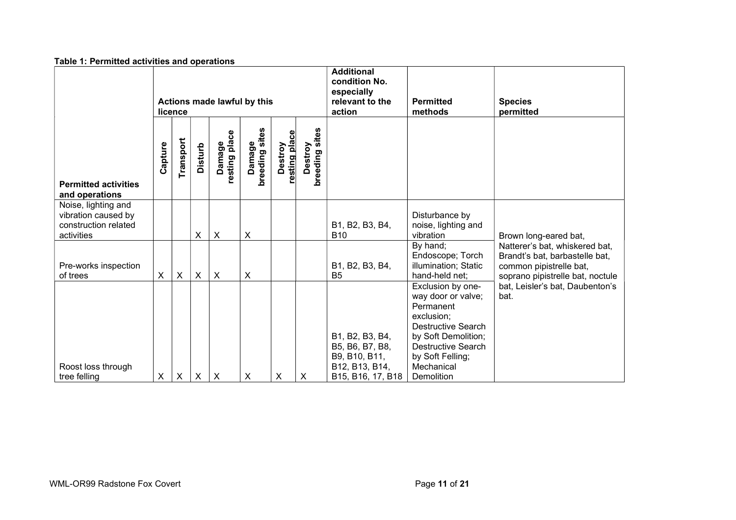**Table 1: Permitted activities and operations**

| Permitted activities and operations | Actions made lawful by this licence | | | | | | | Additional condition No. especially relevant to the action | Permitted methods | Species permitted |
|---|---|---|---|---|---|---|---|---|---|---|
| | Capture | Transport | Disturb | Damage resting place | Damage breeding sites | Destroy resting place | Destroy breeding sites | | | |
| Noise, lighting and vibration caused by construction related activities | | | X | X | X | | | B1, B2, B3, B4, B10 | Disturbance by noise, lighting and vibration | Brown long-eared bat, Natterer's bat, whiskered bat, Brandt's bat, barbastelle bat, common pipistrelle bat, soprano pipistrelle bat, noctule bat, Leisler's bat, Daubenton's bat. |
| Pre-works inspection of trees | X | X | X | X | X | | | B1, B2, B3, B4, B5 | By hand; Endoscope; Torch illumination; Static hand-held net; | |
| Roost loss through tree felling | X | X | X | X | X | X | X | B1, B2, B3, B4, B5, B6, B7, B8, B9, B10, B11, B12, B13, B14, B15, B16, 17, B18 | Exclusion by one-way door or valve; Permanent exclusion; Destructive Search by Soft Demolition; Destructive Search by Soft Felling; Mechanical Demolition | |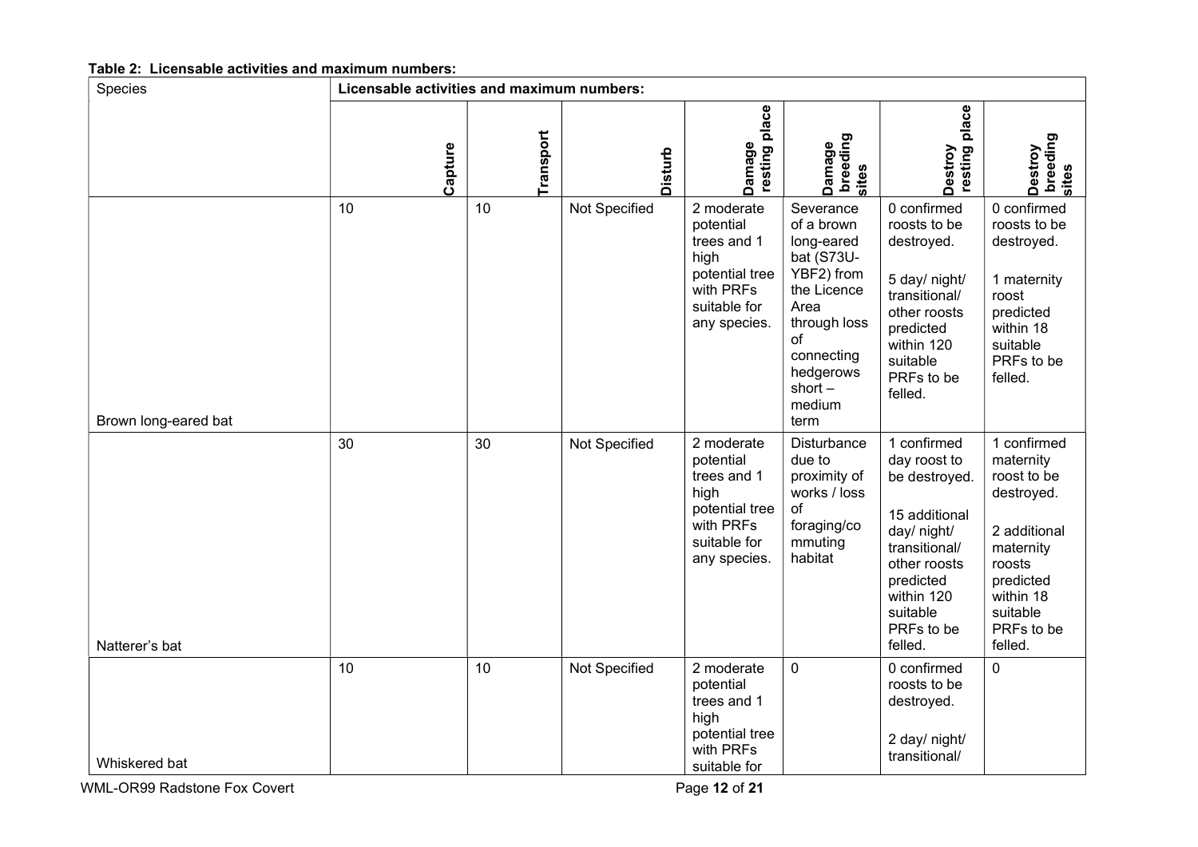**Table 2: Licensable activities and maximum numbers:**

| Species | Licensable activities and maximum numbers: | | | | | | |
|---|---|---|---|---|---|---|---|
| | Capture | Transport | Disturb | Damage resting place | Damage breeding sites | Destroy resting place | Destroy breeding sites |
| Brown long-eared bat | 10 | 10 | Not Specified | 2 moderate potential trees and 1 high potential tree with PRFs suitable for any species. | Severance of a brown long-eared bat (S73U-YBF2) from the Licence Area through loss of connecting hedgerows short – medium term | 0 confirmed roosts to be destroyed.<br><br>5 day/ night/ transitional/ other roosts predicted within 120 suitable PRFs to be felled. | 0 confirmed roosts to be destroyed.<br><br>1 maternity roost predicted within 18 suitable PRFs to be felled. |
| Natterer's bat | 30 | 30 | Not Specified | 2 moderate potential trees and 1 high potential tree with PRFs suitable for any species. | Disturbance due to proximity of works / loss of foraging/commuting habitat | 1 confirmed day roost to be destroyed.<br><br>15 additional day/ night/ transitional/ other roosts predicted within 120 suitable PRFs to be felled. | 1 confirmed maternity roost to be destroyed.<br><br>2 additional maternity roosts predicted within 18 suitable PRFs to be felled. |
| Whiskered bat | 10 | 10 | Not Specified | 2 moderate potential trees and 1 high potential tree with PRFs suitable for | 0 | 0 confirmed roosts to be destroyed.<br><br>2 day/ night/ transitional/ | 0 |

WML-OR99 Radstone Fox Covert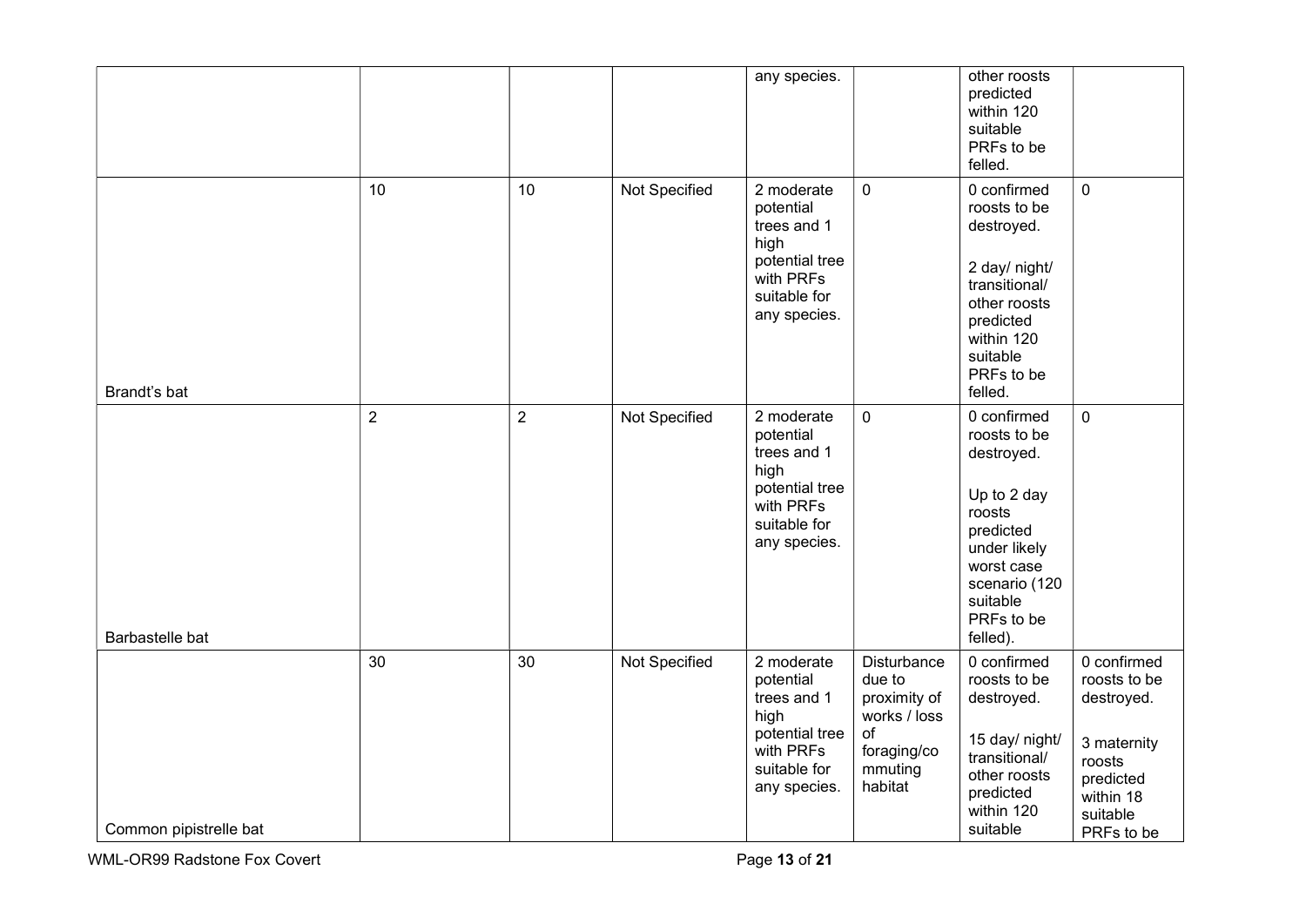|  |  |  |  | any species. |  | other roosts predicted within 120 suitable PRFs to be felled. |  |
|---|---|---|---|---|---|---|---|
| Brandt's bat | 10 | 10 | Not Specified | 2 moderate potential trees and 1 high potential tree with PRFs suitable for any species. | 0 | 0 confirmed roosts to be destroyed.<br><br>2 day/ night/ transitional/ other roosts predicted within 120 suitable PRFs to be felled. | 0 |
| Barbastelle bat | 2 | 2 | Not Specified | 2 moderate potential trees and 1 high potential tree with PRFs suitable for any species. | 0 | 0 confirmed roosts to be destroyed.<br><br>Up to 2 day roosts predicted under likely worst case scenario (120 suitable PRFs to be felled). | 0 |
| Common pipistrelle bat | 30 | 30 | Not Specified | 2 moderate potential trees and 1 high potential tree with PRFs suitable for any species. | Disturbance due to proximity of works / loss of foraging/commuting habitat | 0 confirmed roosts to be destroyed.<br><br>15 day/ night/ transitional/ other roosts predicted within 120 suitable | 0 confirmed roosts to be destroyed.<br><br>3 maternity roosts predicted within 18 suitable PRFs to be |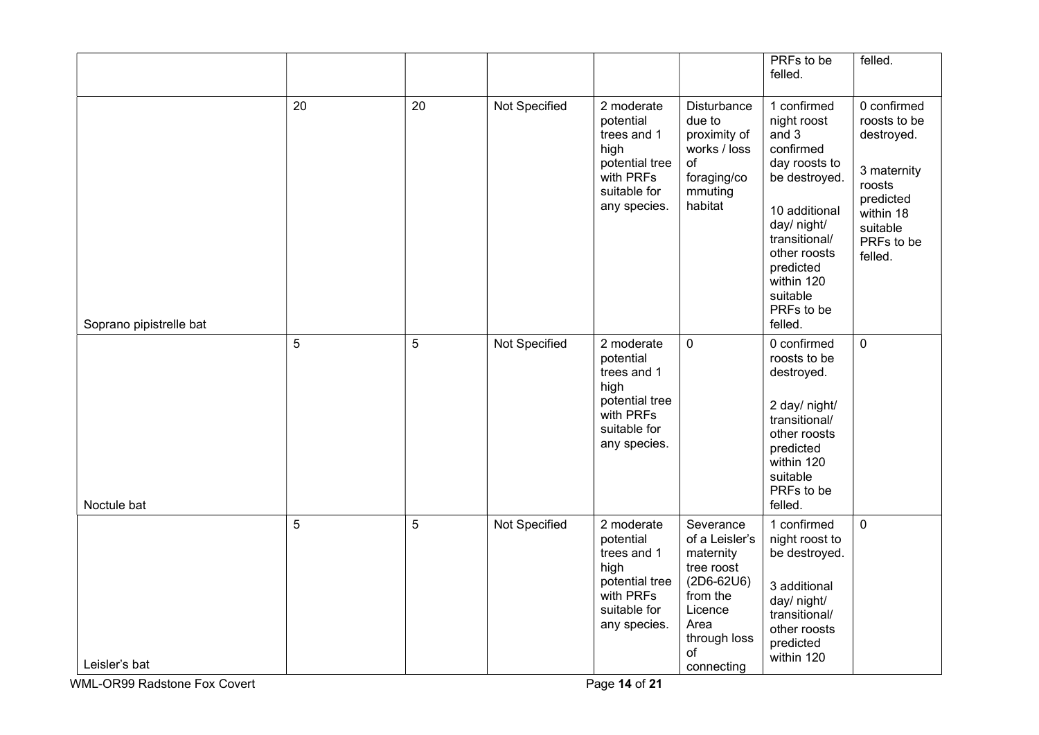| | | | | | | | |
|---|---|---|---|---|---|---|---|
| | | | | | | PRFs to be felled. | felled. |
| Soprano pipistrelle bat | 20 | 20 | Not Specified | 2 moderate potential trees and 1 high potential tree with PRFs suitable for any species. | Disturbance due to proximity of works / loss of foraging/commuting habitat | 1 confirmed night roost and 3 confirmed day roosts to be destroyed.<br><br>10 additional day/ night/ transitional/ other roosts predicted within 120 suitable PRFs to be felled. | 0 confirmed roosts to be destroyed.<br><br>3 maternity roosts predicted within 18 suitable PRFs to be felled. |
| Noctule bat | 5 | 5 | Not Specified | 2 moderate potential trees and 1 high potential tree with PRFs suitable for any species. | 0 | 0 confirmed roosts to be destroyed.<br><br>2 day/ night/ transitional/ other roosts predicted within 120 suitable PRFs to be felled. | 0 |
| Leisler's bat | 5 | 5 | Not Specified | 2 moderate potential trees and 1 high potential tree with PRFs suitable for any species. | Severance of a Leisler's maternity tree roost (2D6-62U6) from the Licence Area through loss of connecting | 1 confirmed night roost to be destroyed.<br><br>3 additional day/ night/ transitional/ other roosts predicted within 120 | 0 |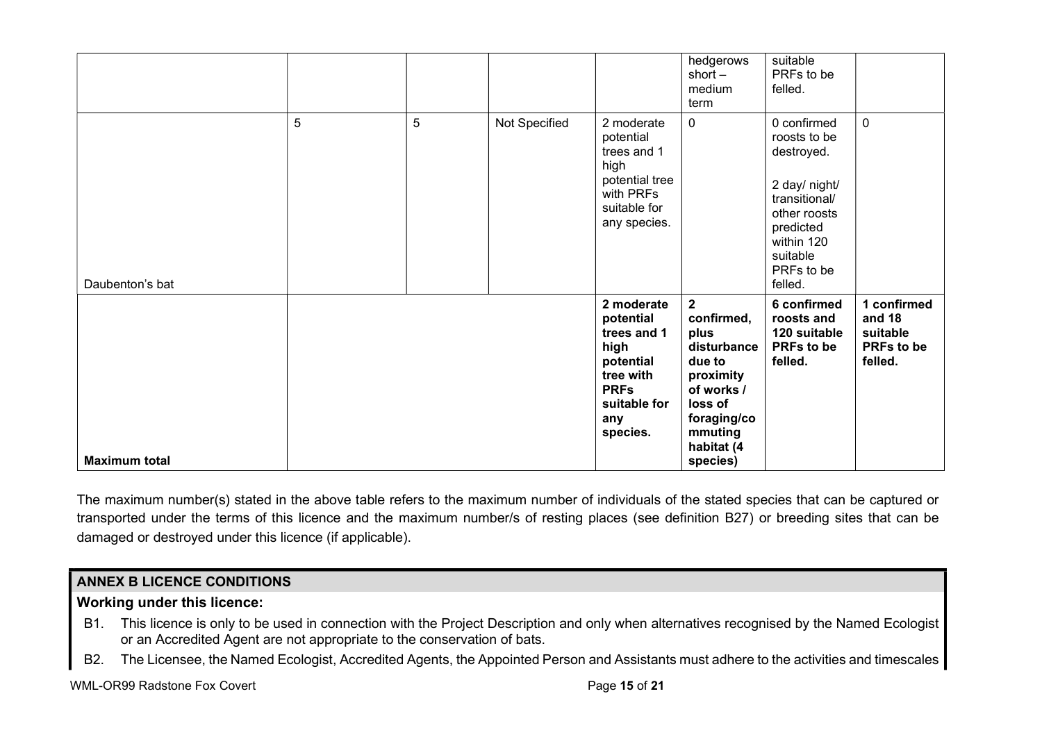| | | | | | | | |
|---|---|---|---|---|---|---|---|
| | | | | | hedgerows short – medium term | suitable PRFs to be felled. | |
| Daubenton's bat | 5 | 5 | Not Specified | 2 moderate potential trees and 1 high potential tree with PRFs suitable for any species. | 0 | 0 confirmed roosts to be destroyed.<br><br>2 day/ night/ transitional/ other roosts predicted within 120 suitable PRFs to be felled. | 0 |
| **Maximum total** | | | | **2 moderate potential trees and 1 high potential tree with PRFs suitable for any species.** | **2 confirmed, plus disturbance due to proximity of works / loss of foraging/commuting habitat (4 species)** | **6 confirmed roosts and 120 suitable PRFs to be felled.** | **1 confirmed and 18 suitable PRFs to be felled.** |

The maximum number(s) stated in the above table refers to the maximum number of individuals of the stated species that can be captured or transported under the terms of this licence and the maximum number/s of resting places (see definition B27) or breeding sites that can be damaged or destroyed under this licence (if applicable).

## ANNEX B LICENCE CONDITIONS

### Working under this licence:

B1. This licence is only to be used in connection with the Project Description and only when alternatives recognised by the Named Ecologist or an Accredited Agent are not appropriate to the conservation of bats.

B2. The Licensee, the Named Ecologist, Accredited Agents, the Appointed Person and Assistants must adhere to the activities and timescales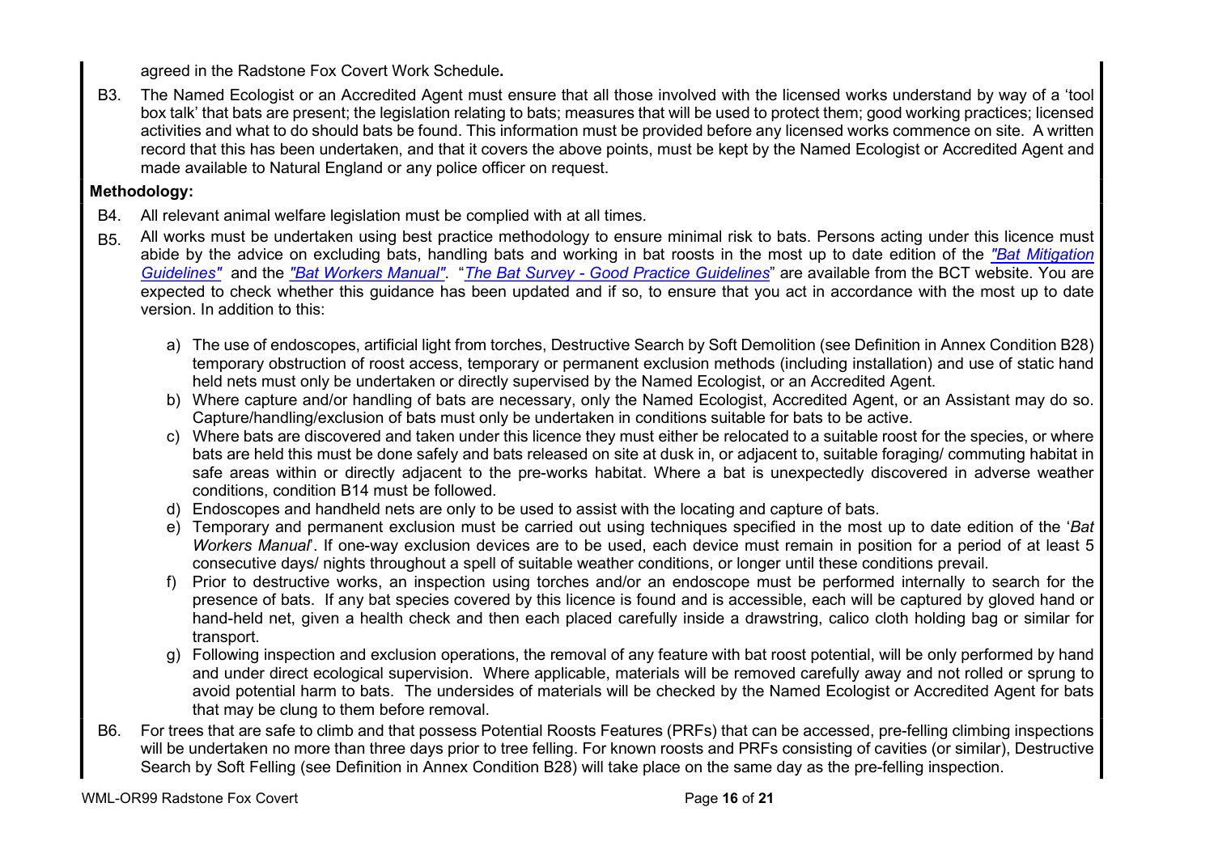agreed in the Radstone Fox Covert Work Schedule**.**

B3. The Named Ecologist or an Accredited Agent must ensure that all those involved with the licensed works understand by way of a 'tool box talk' that bats are present; the legislation relating to bats; measures that will be used to protect them; good working practices; licensed activities and what to do should bats be found. This information must be provided before any licensed works commence on site. A written record that this has been undertaken, and that it covers the above points, must be kept by the Named Ecologist or Accredited Agent and made available to Natural England or any police officer on request.

**Methodology:**

B4. All relevant animal welfare legislation must be complied with at all times.

B5. All works must be undertaken using best practice methodology to ensure minimal risk to bats. Persons acting under this licence must abide by the advice on excluding bats, handling bats and working in bat roosts in the most up to date edition of the *"Bat Mitigation Guidelines"* and the *"Bat Workers Manual"*. "*The Bat Survey - Good Practice Guidelines*" are available from the BCT website. You are expected to check whether this guidance has been updated and if so, to ensure that you act in accordance with the most up to date version. In addition to this:

a) The use of endoscopes, artificial light from torches, Destructive Search by Soft Demolition (see Definition in Annex Condition B28) temporary obstruction of roost access, temporary or permanent exclusion methods (including installation) and use of static hand held nets must only be undertaken or directly supervised by the Named Ecologist, or an Accredited Agent.

b) Where capture and/or handling of bats are necessary, only the Named Ecologist, Accredited Agent, or an Assistant may do so. Capture/handling/exclusion of bats must only be undertaken in conditions suitable for bats to be active.

c) Where bats are discovered and taken under this licence they must either be relocated to a suitable roost for the species, or where bats are held this must be done safely and bats released on site at dusk in, or adjacent to, suitable foraging/ commuting habitat in safe areas within or directly adjacent to the pre-works habitat. Where a bat is unexpectedly discovered in adverse weather conditions, condition B14 must be followed.

d) Endoscopes and handheld nets are only to be used to assist with the locating and capture of bats.

e) Temporary and permanent exclusion must be carried out using techniques specified in the most up to date edition of the '*Bat Workers Manual*'. If one-way exclusion devices are to be used, each device must remain in position for a period of at least 5 consecutive days/ nights throughout a spell of suitable weather conditions, or longer until these conditions prevail.

f) Prior to destructive works, an inspection using torches and/or an endoscope must be performed internally to search for the presence of bats. If any bat species covered by this licence is found and is accessible, each will be captured by gloved hand or hand-held net, given a health check and then each placed carefully inside a drawstring, calico cloth holding bag or similar for transport.

g) Following inspection and exclusion operations, the removal of any feature with bat roost potential, will be only performed by hand and under direct ecological supervision. Where applicable, materials will be removed carefully away and not rolled or sprung to avoid potential harm to bats. The undersides of materials will be checked by the Named Ecologist or Accredited Agent for bats that may be clung to them before removal.

B6. For trees that are safe to climb and that possess Potential Roosts Features (PRFs) that can be accessed, pre-felling climbing inspections will be undertaken no more than three days prior to tree felling. For known roosts and PRFs consisting of cavities (or similar), Destructive Search by Soft Felling (see Definition in Annex Condition B28) will take place on the same day as the pre-felling inspection.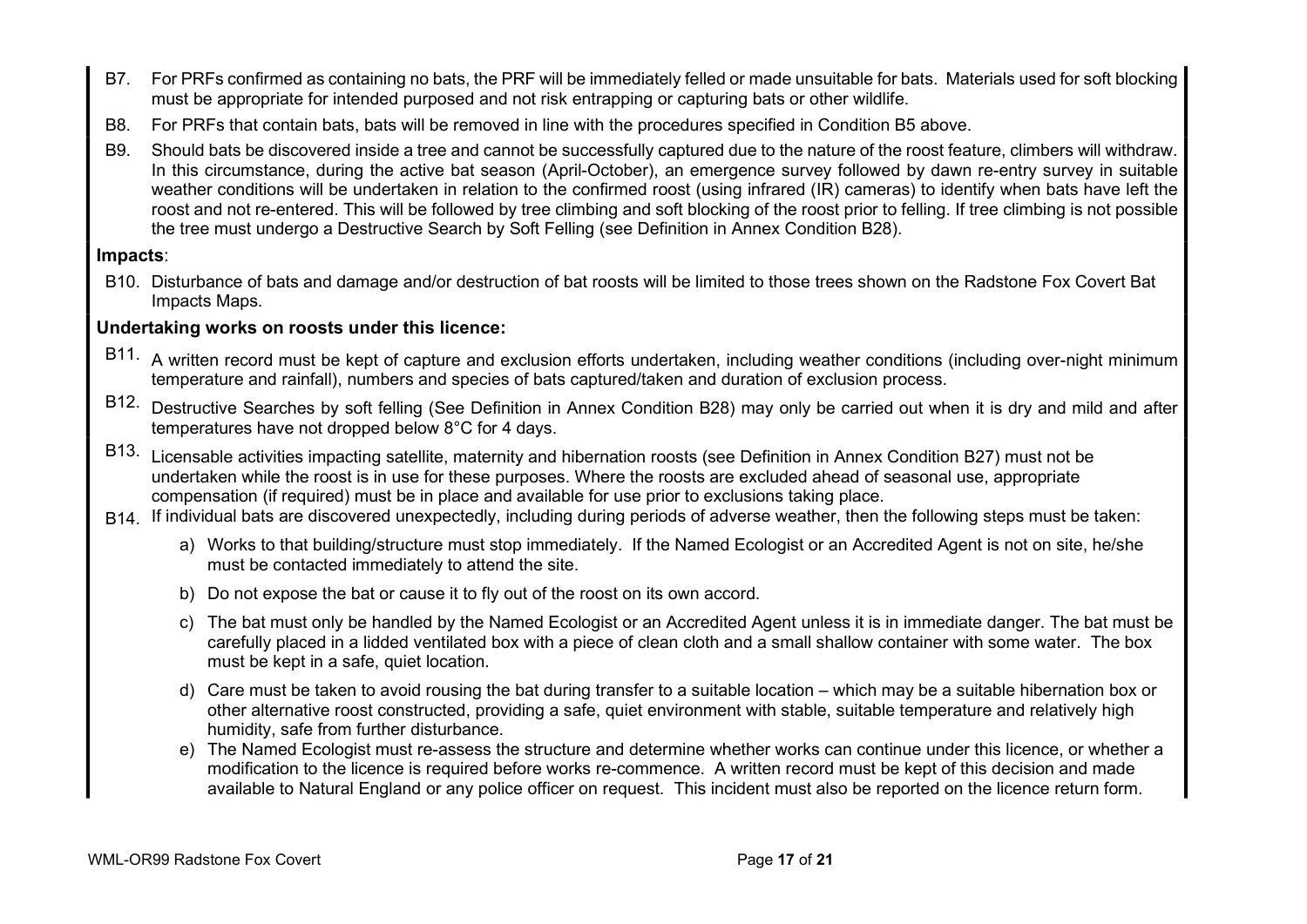B7. For PRFs confirmed as containing no bats, the PRF will be immediately felled or made unsuitable for bats. Materials used for soft blocking must be appropriate for intended purposed and not risk entrapping or capturing bats or other wildlife.

B8. For PRFs that contain bats, bats will be removed in line with the procedures specified in Condition B5 above.

B9. Should bats be discovered inside a tree and cannot be successfully captured due to the nature of the roost feature, climbers will withdraw. In this circumstance, during the active bat season (April-October), an emergence survey followed by dawn re-entry survey in suitable weather conditions will be undertaken in relation to the confirmed roost (using infrared (IR) cameras) to identify when bats have left the roost and not re-entered. This will be followed by tree climbing and soft blocking of the roost prior to felling. If tree climbing is not possible the tree must undergo a Destructive Search by Soft Felling (see Definition in Annex Condition B28).

**Impacts**:

B10. Disturbance of bats and damage and/or destruction of bat roosts will be limited to those trees shown on the Radstone Fox Covert Bat Impacts Maps.

**Undertaking works on roosts under this licence:**

B11. A written record must be kept of capture and exclusion efforts undertaken, including weather conditions (including over-night minimum temperature and rainfall), numbers and species of bats captured/taken and duration of exclusion process.

B12. Destructive Searches by soft felling (See Definition in Annex Condition B28) may only be carried out when it is dry and mild and after temperatures have not dropped below 8°C for 4 days.

B13. Licensable activities impacting satellite, maternity and hibernation roosts (see Definition in Annex Condition B27) must not be undertaken while the roost is in use for these purposes. Where the roosts are excluded ahead of seasonal use, appropriate compensation (if required) must be in place and available for use prior to exclusions taking place.

B14. If individual bats are discovered unexpectedly, including during periods of adverse weather, then the following steps must be taken:

a) Works to that building/structure must stop immediately. If the Named Ecologist or an Accredited Agent is not on site, he/she must be contacted immediately to attend the site.

b) Do not expose the bat or cause it to fly out of the roost on its own accord.

c) The bat must only be handled by the Named Ecologist or an Accredited Agent unless it is in immediate danger. The bat must be carefully placed in a lidded ventilated box with a piece of clean cloth and a small shallow container with some water. The box must be kept in a safe, quiet location.

d) Care must be taken to avoid rousing the bat during transfer to a suitable location – which may be a suitable hibernation box or other alternative roost constructed, providing a safe, quiet environment with stable, suitable temperature and relatively high humidity, safe from further disturbance.

e) The Named Ecologist must re-assess the structure and determine whether works can continue under this licence, or whether a modification to the licence is required before works re-commence. A written record must be kept of this decision and made available to Natural England or any police officer on request. This incident must also be reported on the licence return form.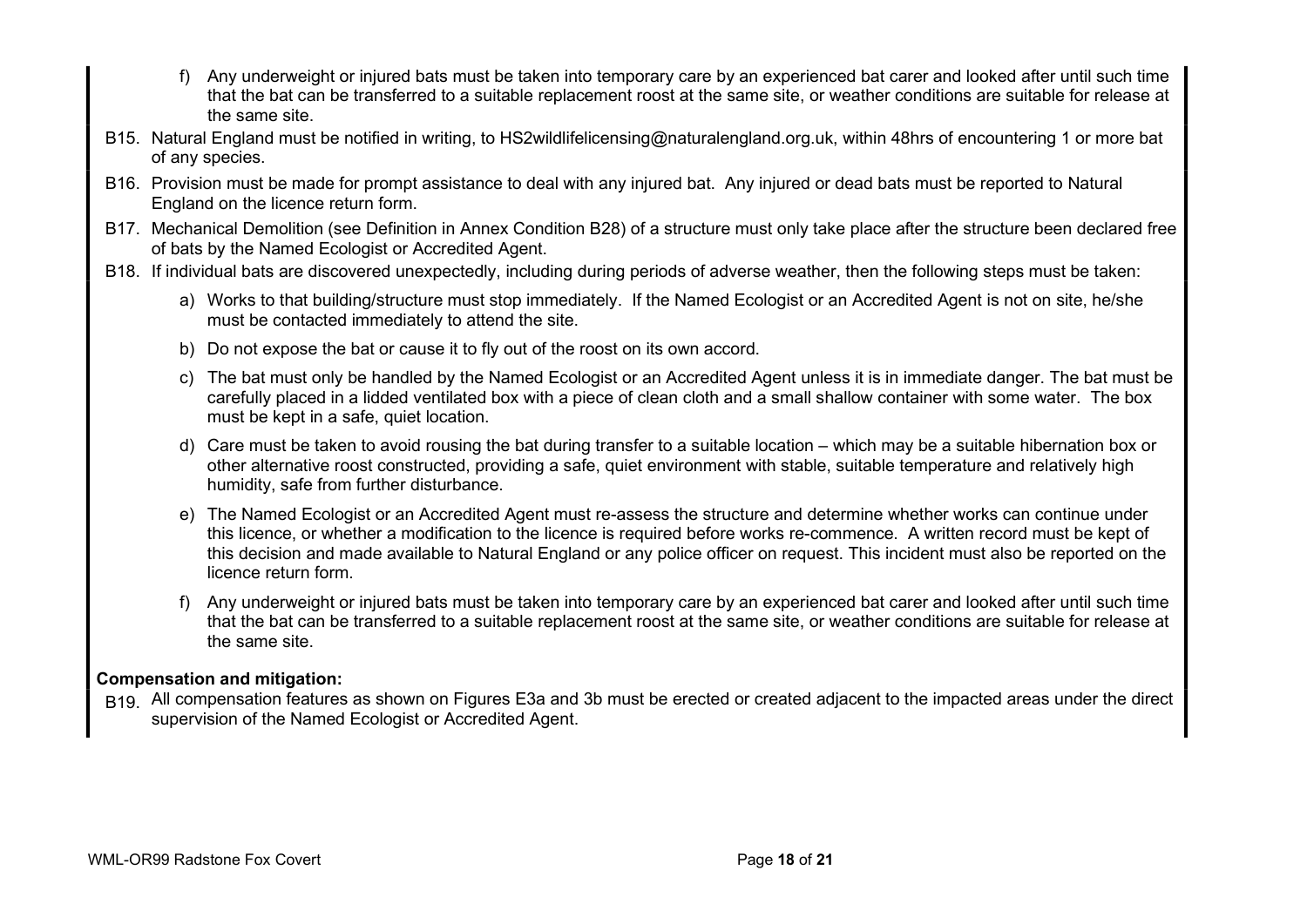f) Any underweight or injured bats must be taken into temporary care by an experienced bat carer and looked after until such time that the bat can be transferred to a suitable replacement roost at the same site, or weather conditions are suitable for release at the same site.

B15. Natural England must be notified in writing, to HS2wildlifelicensing@naturalengland.org.uk, within 48hrs of encountering 1 or more bat of any species.

B16. Provision must be made for prompt assistance to deal with any injured bat. Any injured or dead bats must be reported to Natural England on the licence return form.

B17. Mechanical Demolition (see Definition in Annex Condition B28) of a structure must only take place after the structure been declared free of bats by the Named Ecologist or Accredited Agent.

B18. If individual bats are discovered unexpectedly, including during periods of adverse weather, then the following steps must be taken:

a) Works to that building/structure must stop immediately. If the Named Ecologist or an Accredited Agent is not on site, he/she must be contacted immediately to attend the site.

b) Do not expose the bat or cause it to fly out of the roost on its own accord.

c) The bat must only be handled by the Named Ecologist or an Accredited Agent unless it is in immediate danger. The bat must be carefully placed in a lidded ventilated box with a piece of clean cloth and a small shallow container with some water. The box must be kept in a safe, quiet location.

d) Care must be taken to avoid rousing the bat during transfer to a suitable location – which may be a suitable hibernation box or other alternative roost constructed, providing a safe, quiet environment with stable, suitable temperature and relatively high humidity, safe from further disturbance.

e) The Named Ecologist or an Accredited Agent must re-assess the structure and determine whether works can continue under this licence, or whether a modification to the licence is required before works re-commence. A written record must be kept of this decision and made available to Natural England or any police officer on request. This incident must also be reported on the licence return form.

f) Any underweight or injured bats must be taken into temporary care by an experienced bat carer and looked after until such time that the bat can be transferred to a suitable replacement roost at the same site, or weather conditions are suitable for release at the same site.

**Compensation and mitigation:**

B19. All compensation features as shown on Figures E3a and 3b must be erected or created adjacent to the impacted areas under the direct supervision of the Named Ecologist or Accredited Agent.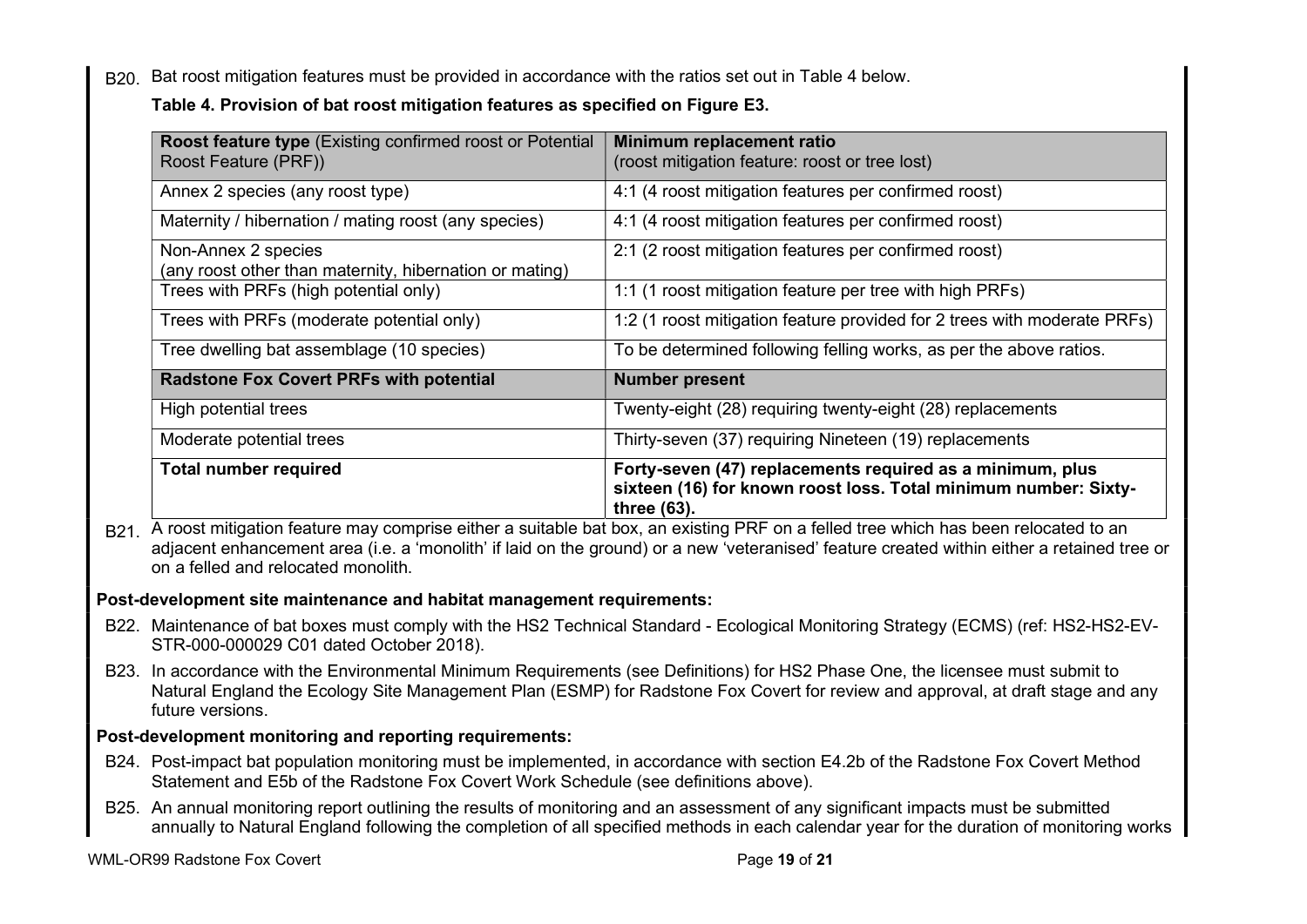B20. Bat roost mitigation features must be provided in accordance with the ratios set out in Table 4 below.

**Table 4. Provision of bat roost mitigation features as specified on Figure E3.**

| **Roost feature type** (Existing confirmed roost or Potential Roost Feature (PRF)) | **Minimum replacement ratio** (roost mitigation feature: roost or tree lost) |
|---|---|
| Annex 2 species (any roost type) | 4:1 (4 roost mitigation features per confirmed roost) |
| Maternity / hibernation / mating roost (any species) | 4:1 (4 roost mitigation features per confirmed roost) |
| Non-Annex 2 species (any roost other than maternity, hibernation or mating) | 2:1 (2 roost mitigation features per confirmed roost) |
| Trees with PRFs (high potential only) | 1:1 (1 roost mitigation feature per tree with high PRFs) |
| Trees with PRFs (moderate potential only) | 1:2 (1 roost mitigation feature provided for 2 trees with moderate PRFs) |
| Tree dwelling bat assemblage (10 species) | To be determined following felling works, as per the above ratios. |
| **Radstone Fox Covert PRFs with potential** | **Number present** |
| High potential trees | Twenty-eight (28) requiring twenty-eight (28) replacements |
| Moderate potential trees | Thirty-seven (37) requiring Nineteen (19) replacements |
| **Total number required** | **Forty-seven (47) replacements required as a minimum, plus sixteen (16) for known roost loss. Total minimum number: Sixty-three (63).** |

B21. A roost mitigation feature may comprise either a suitable bat box, an existing PRF on a felled tree which has been relocated to an adjacent enhancement area (i.e. a 'monolith' if laid on the ground) or a new 'veteranised' feature created within either a retained tree or on a felled and relocated monolith.

**Post-development site maintenance and habitat management requirements:**

B22. Maintenance of bat boxes must comply with the HS2 Technical Standard - Ecological Monitoring Strategy (ECMS) (ref: HS2-HS2-EV-STR-000-000029 C01 dated October 2018).

B23. In accordance with the Environmental Minimum Requirements (see Definitions) for HS2 Phase One, the licensee must submit to Natural England the Ecology Site Management Plan (ESMP) for Radstone Fox Covert for review and approval, at draft stage and any future versions.

**Post-development monitoring and reporting requirements:**

B24. Post-impact bat population monitoring must be implemented, in accordance with section E4.2b of the Radstone Fox Covert Method Statement and E5b of the Radstone Fox Covert Work Schedule (see definitions above).

B25. An annual monitoring report outlining the results of monitoring and an assessment of any significant impacts must be submitted annually to Natural England following the completion of all specified methods in each calendar year for the duration of monitoring works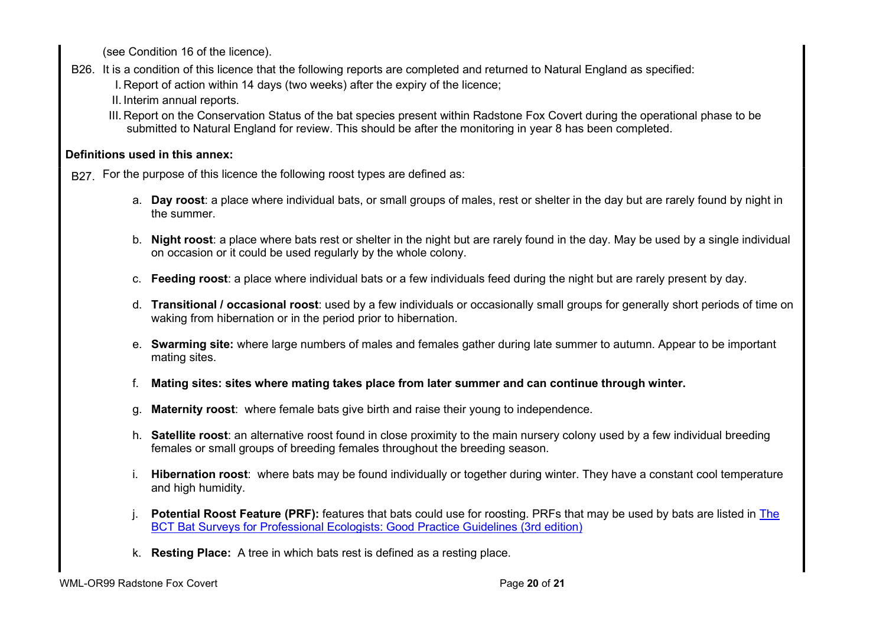(see Condition 16 of the licence).

B26. It is a condition of this licence that the following reports are completed and returned to Natural England as specified:

I. Report of action within 14 days (two weeks) after the expiry of the licence;

II. Interim annual reports.

III. Report on the Conservation Status of the bat species present within Radstone Fox Covert during the operational phase to be submitted to Natural England for review. This should be after the monitoring in year 8 has been completed.

**Definitions used in this annex:**

B27. For the purpose of this licence the following roost types are defined as:

a. **Day roost**: a place where individual bats, or small groups of males, rest or shelter in the day but are rarely found by night in the summer.

b. **Night roost**: a place where bats rest or shelter in the night but are rarely found in the day. May be used by a single individual on occasion or it could be used regularly by the whole colony.

c. **Feeding roost**: a place where individual bats or a few individuals feed during the night but are rarely present by day.

d. **Transitional / occasional roost**: used by a few individuals or occasionally small groups for generally short periods of time on waking from hibernation or in the period prior to hibernation.

e. **Swarming site:** where large numbers of males and females gather during late summer to autumn. Appear to be important mating sites.

f. **Mating sites: sites where mating takes place from later summer and can continue through winter.**

g. **Maternity roost**: where female bats give birth and raise their young to independence.

h. **Satellite roost**: an alternative roost found in close proximity to the main nursery colony used by a few individual breeding females or small groups of breeding females throughout the breeding season.

i. **Hibernation roost**: where bats may be found individually or together during winter. They have a constant cool temperature and high humidity.

j. **Potential Roost Feature (PRF):** features that bats could use for roosting. PRFs that may be used by bats are listed in The BCT Bat Surveys for Professional Ecologists: Good Practice Guidelines (3rd edition)

k. **Resting Place:** A tree in which bats rest is defined as a resting place.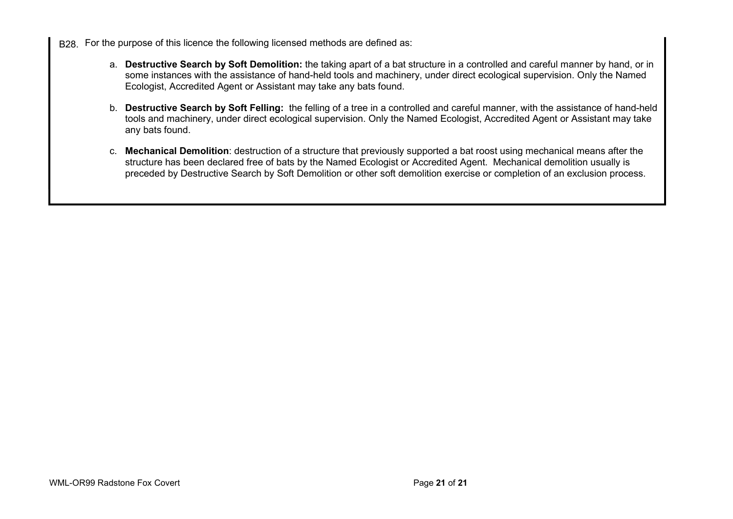B28. For the purpose of this licence the following licensed methods are defined as:

a. **Destructive Search by Soft Demolition:** the taking apart of a bat structure in a controlled and careful manner by hand, or in some instances with the assistance of hand-held tools and machinery, under direct ecological supervision. Only the Named Ecologist, Accredited Agent or Assistant may take any bats found.

b. **Destructive Search by Soft Felling:** the felling of a tree in a controlled and careful manner, with the assistance of hand-held tools and machinery, under direct ecological supervision. Only the Named Ecologist, Accredited Agent or Assistant may take any bats found.

c. **Mechanical Demolition**: destruction of a structure that previously supported a bat roost using mechanical means after the structure has been declared free of bats by the Named Ecologist or Accredited Agent. Mechanical demolition usually is preceded by Destructive Search by Soft Demolition or other soft demolition exercise or completion of an exclusion process.